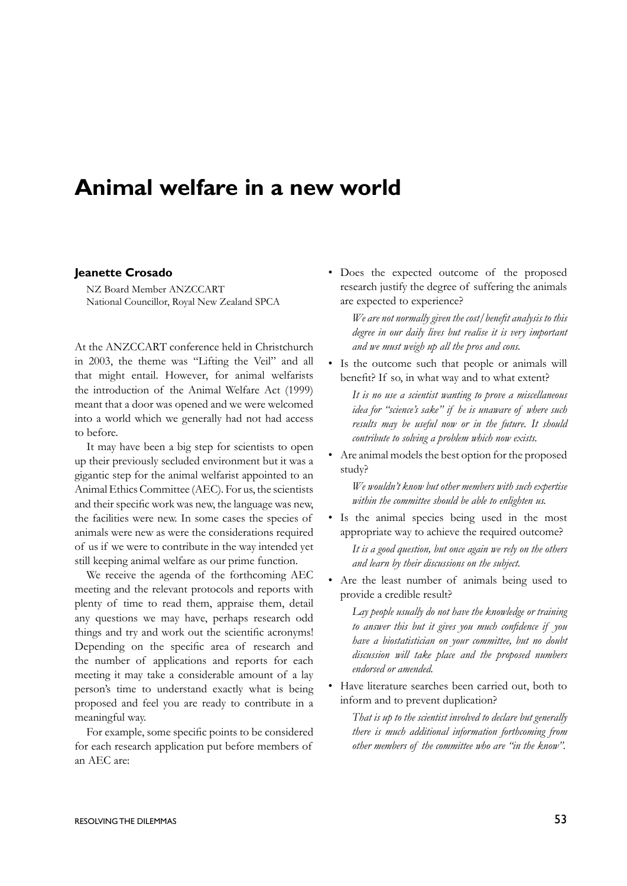# Animal welfare in a new world

**Jeanette Crosado**

NZ Board Member ANZCCART
National Councillor, Royal New Zealand SPCA

At the ANZCCART conference held in Christchurch in 2003, the theme was "Lifting the Veil" and all that might entail. However, for animal welfarists the introduction of the Animal Welfare Act (1999) meant that a door was opened and we were welcomed into a world which we generally had not had access to before.

It may have been a big step for scientists to open up their previously secluded environment but it was a gigantic step for the animal welfarist appointed to an Animal Ethics Committee (AEC). For us, the scientists and their specific work was new, the language was new, the facilities were new. In some cases the species of animals were new as were the considerations required of us if we were to contribute in the way intended yet still keeping animal welfare as our prime function.

We receive the agenda of the forthcoming AEC meeting and the relevant protocols and reports with plenty of time to read them, appraise them, detail any questions we may have, perhaps research odd things and try and work out the scientific acronyms! Depending on the specific area of research and the number of applications and reports for each meeting it may take a considerable amount of a lay person's time to understand exactly what is being proposed and feel you are ready to contribute in a meaningful way.

For example, some specific points to be considered for each research application put before members of an AEC are:

- Does the expected outcome of the proposed research justify the degree of suffering the animals are expected to experience?

  *We are not normally given the cost/benefit analysis to this degree in our daily lives but realise it is very important and we must weigh up all the pros and cons.*

- Is the outcome such that people or animals will benefit? If so, in what way and to what extent?

  *It is no use a scientist wanting to prove a miscellaneous idea for "science's sake" if he is unaware of where such results may be useful now or in the future. It should contribute to solving a problem which now exists.*

- Are animal models the best option for the proposed study?

  *We wouldn't know but other members with such expertise within the committee should be able to enlighten us.*

- Is the animal species being used in the most appropriate way to achieve the required outcome?

  *It is a good question, but once again we rely on the others and learn by their discussions on the subject.*

- Are the least number of animals being used to provide a credible result?

  *Lay people usually do not have the knowledge or training to answer this but it gives you much confidence if you have a biostatistician on your committee, but no doubt discussion will take place and the proposed numbers endorsed or amended.*

- Have literature searches been carried out, both to inform and to prevent duplication?

  *That is up to the scientist involved to declare but generally there is much additional information forthcoming from other members of the committee who are "in the know".*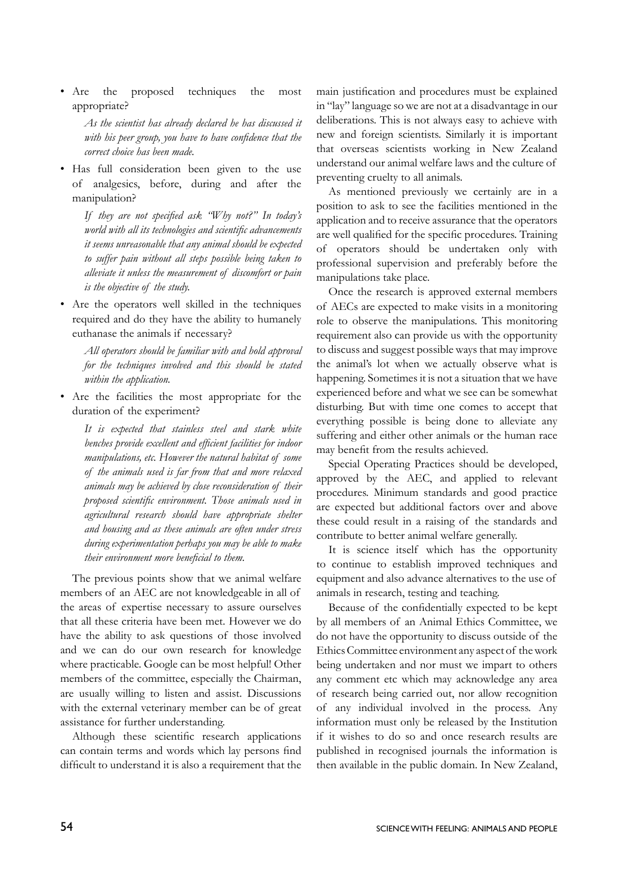- Are the proposed techniques the most appropriate?

  *As the scientist has already declared he has discussed it with his peer group, you have to have confidence that the correct choice has been made.*

- Has full consideration been given to the use of analgesics, before, during and after the manipulation?

  *If they are not specified ask "Why not?" In today's world with all its technologies and scientific advancements it seems unreasonable that any animal should be expected to suffer pain without all steps possible being taken to alleviate it unless the measurement of discomfort or pain is the objective of the study.*

- Are the operators well skilled in the techniques required and do they have the ability to humanely euthanase the animals if necessary?

  *All operators should be familiar with and hold approval for the techniques involved and this should be stated within the application.*

- Are the facilities the most appropriate for the duration of the experiment?

  *It is expected that stainless steel and stark white benches provide excellent and efficient facilities for indoor manipulations, etc. However the natural habitat of some of the animals used is far from that and more relaxed animals may be achieved by close reconsideration of their proposed scientific environment. Those animals used in agricultural research should have appropriate shelter and housing and as these animals are often under stress during experimentation perhaps you may be able to make their environment more beneficial to them.*

The previous points show that we animal welfare members of an AEC are not knowledgeable in all of the areas of expertise necessary to assure ourselves that all these criteria have been met. However we do have the ability to ask questions of those involved and we can do our own research for knowledge where practicable. Google can be most helpful! Other members of the committee, especially the Chairman, are usually willing to listen and assist. Discussions with the external veterinary member can be of great assistance for further understanding.

Although these scientific research applications can contain terms and words which lay persons find difficult to understand it is also a requirement that the main justification and procedures must be explained in "lay" language so we are not at a disadvantage in our deliberations. This is not always easy to achieve with new and foreign scientists. Similarly it is important that overseas scientists working in New Zealand understand our animal welfare laws and the culture of preventing cruelty to all animals.

As mentioned previously we certainly are in a position to ask to see the facilities mentioned in the application and to receive assurance that the operators are well qualified for the specific procedures. Training of operators should be undertaken only with professional supervision and preferably before the manipulations take place.

Once the research is approved external members of AECs are expected to make visits in a monitoring role to observe the manipulations. This monitoring requirement also can provide us with the opportunity to discuss and suggest possible ways that may improve the animal's lot when we actually observe what is happening. Sometimes it is not a situation that we have experienced before and what we see can be somewhat disturbing. But with time one comes to accept that everything possible is being done to alleviate any suffering and either other animals or the human race may benefit from the results achieved.

Special Operating Practices should be developed, approved by the AEC, and applied to relevant procedures. Minimum standards and good practice are expected but additional factors over and above these could result in a raising of the standards and contribute to better animal welfare generally.

It is science itself which has the opportunity to continue to establish improved techniques and equipment and also advance alternatives to the use of animals in research, testing and teaching.

Because of the confidentially expected to be kept by all members of an Animal Ethics Committee, we do not have the opportunity to discuss outside of the Ethics Committee environment any aspect of the work being undertaken and nor must we impart to others any comment etc which may acknowledge any area of research being carried out, nor allow recognition of any individual involved in the process. Any information must only be released by the Institution if it wishes to do so and once research results are published in recognised journals the information is then available in the public domain. In New Zealand,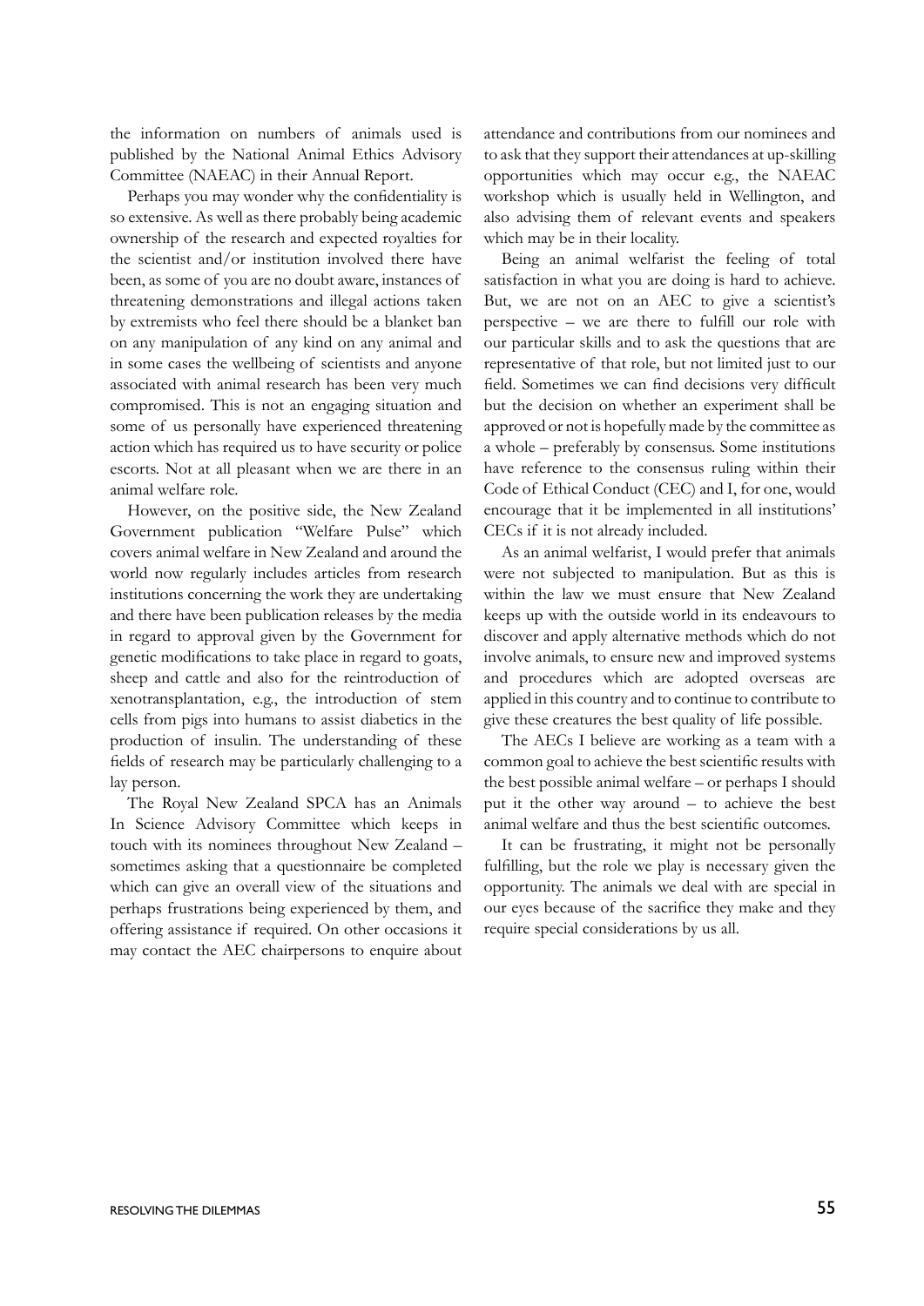the information on numbers of animals used is published by the National Animal Ethics Advisory Committee (NAEAC) in their Annual Report.

Perhaps you may wonder why the confidentiality is so extensive. As well as there probably being academic ownership of the research and expected royalties for the scientist and/or institution involved there have been, as some of you are no doubt aware, instances of threatening demonstrations and illegal actions taken by extremists who feel there should be a blanket ban on any manipulation of any kind on any animal and in some cases the wellbeing of scientists and anyone associated with animal research has been very much compromised. This is not an engaging situation and some of us personally have experienced threatening action which has required us to have security or police escorts. Not at all pleasant when we are there in an animal welfare role.

However, on the positive side, the New Zealand Government publication "Welfare Pulse" which covers animal welfare in New Zealand and around the world now regularly includes articles from research institutions concerning the work they are undertaking and there have been publication releases by the media in regard to approval given by the Government for genetic modifications to take place in regard to goats, sheep and cattle and also for the reintroduction of xenotransplantation, e.g., the introduction of stem cells from pigs into humans to assist diabetics in the production of insulin. The understanding of these fields of research may be particularly challenging to a lay person.

The Royal New Zealand SPCA has an Animals In Science Advisory Committee which keeps in touch with its nominees throughout New Zealand – sometimes asking that a questionnaire be completed which can give an overall view of the situations and perhaps frustrations being experienced by them, and offering assistance if required. On other occasions it may contact the AEC chairpersons to enquire about attendance and contributions from our nominees and to ask that they support their attendances at up-skilling opportunities which may occur e.g., the NAEAC workshop which is usually held in Wellington, and also advising them of relevant events and speakers which may be in their locality.

Being an animal welfarist the feeling of total satisfaction in what you are doing is hard to achieve. But, we are not on an AEC to give a scientist's perspective – we are there to fulfill our role with our particular skills and to ask the questions that are representative of that role, but not limited just to our field. Sometimes we can find decisions very difficult but the decision on whether an experiment shall be approved or not is hopefully made by the committee as a whole – preferably by consensus. Some institutions have reference to the consensus ruling within their Code of Ethical Conduct (CEC) and I, for one, would encourage that it be implemented in all institutions' CECs if it is not already included.

As an animal welfarist, I would prefer that animals were not subjected to manipulation. But as this is within the law we must ensure that New Zealand keeps up with the outside world in its endeavours to discover and apply alternative methods which do not involve animals, to ensure new and improved systems and procedures which are adopted overseas are applied in this country and to continue to contribute to give these creatures the best quality of life possible.

The AECs I believe are working as a team with a common goal to achieve the best scientific results with the best possible animal welfare – or perhaps I should put it the other way around – to achieve the best animal welfare and thus the best scientific outcomes.

It can be frustrating, it might not be personally fulfilling, but the role we play is necessary given the opportunity. The animals we deal with are special in our eyes because of the sacrifice they make and they require special considerations by us all.